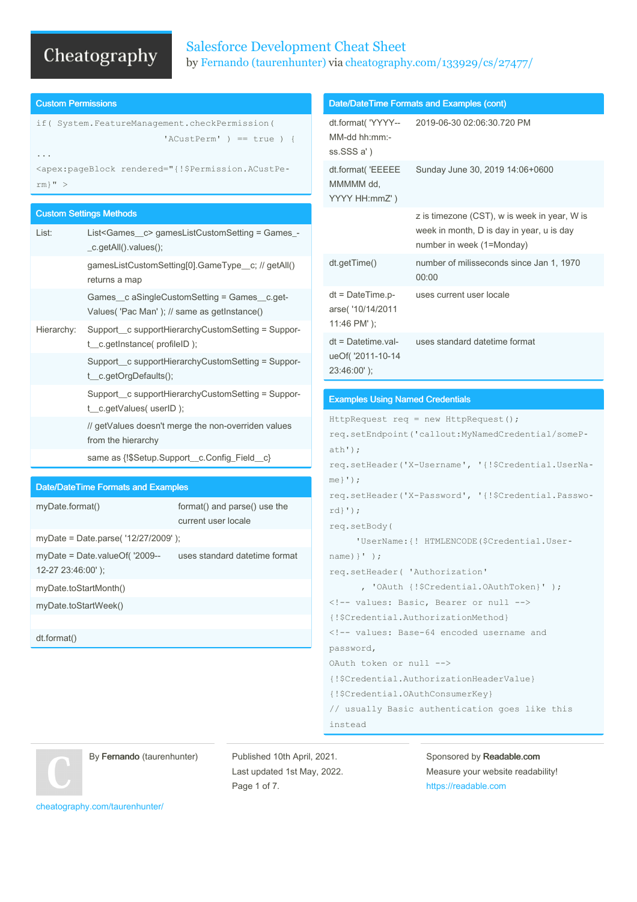# Salesforce Development Cheat Sheet

by Fernando (taurenhunter) via cheatography.com/133929/cs/27477/

## Custom Permissions

```
if( System.FeatureManagement.checkPermission(
                    'ACustPerm' ) == true ) {
...
<apex:pageBlock rendered="{!$Permission.ACustPerm}" >
```

## Custom Settings Methods

| | |
|---|---|
| List: | List<Games__c> gamesListCustomSetting = Games__c.getAll().values(); |
| | gamesListCustomSetting[0].GameType__c; // getAll() returns a map |
| | Games__c aSingleCustomSetting = Games__c.getValues( 'Pac Man' ); // same as getInstance() |
| Hierarchy: | Support__c supportHierarchyCustomSetting = Support__c.getInstance( profileID ); |
| | Support__c supportHierarchyCustomSetting = Support__c.getOrgDefaults(); |
| | Support__c supportHierarchyCustomSetting = Support__c.getValues( userID ); |
| | // getValues doesn't merge the non-overriden values from the hierarchy |
| | same as {!$Setup.Support__c.Config_Field__c} |

## Date/DateTime Formats and Examples

| | |
|---|---|
| myDate.format() | format() and parse() use the current user locale |
| myDate = Date.parse( '12/27/2009' ); | |
| myDate = Date.valueOf( '2009-12-27 23:46:00' ); | uses standard datetime format |
| myDate.toStartMonth() | |
| myDate.toStartWeek() | |
| | |
| dt.format() | |

## Date/DateTime Formats and Examples (cont)

| | |
|---|---|
| dt.format( 'YYYY-MM-dd hh:mm:ss.SSS a' ) | 2019-06-30 02:06:30.720 PM |
| dt.format( 'EEEE MMMMM dd, YYYY HH:mmZ' ) | Sunday June 30, 2019 14:06+0600 |
| | z is timezone (CST), w is week in year, W is week in month, D is day in year, u is day number in week (1=Monday) |
| dt.getTime() | number of milisseconds since Jan 1, 1970 00:00 |
| dt = DateTime.parse( '10/14/2011 11:46 PM' ); | uses current user locale |
| dt = Datetime.valueOf( '2011-10-14 23:46:00' ); | uses standard datetime format |

## Examples Using Named Credentials

```
HttpRequest req = new HttpRequest();
req.setEndpoint('callout:MyNamedCredential/somePath');
req.setHeader('X-Username', '{!$Credential.UserName}');
req.setHeader('X-Password', '{!$Credential.Password}');
req.setBody(
    'UserName:{! HTMLENCODE($Credential.Username)}' );
req.setHeader( 'Authorization'
      , 'OAuth {!$Credential.OAuthToken}' );
<!-- values: Basic, Bearer or null -->
{!$Credential.AuthorizationMethod}
<!-- values: Base-64 encoded username and password,
OAuth token or null -->
{!$Credential.AuthorizationHeaderValue}
{!$Credential.OAuthConsumerKey}
// usually Basic authentication goes like this instead
```

By **Fernando** (taurenhunter)
cheatography.com/taurenhunter/

Published 10th April, 2021.
Last updated 1st May, 2022.

Sponsored by **Readable.com**
Measure your website readability!
https://readable.com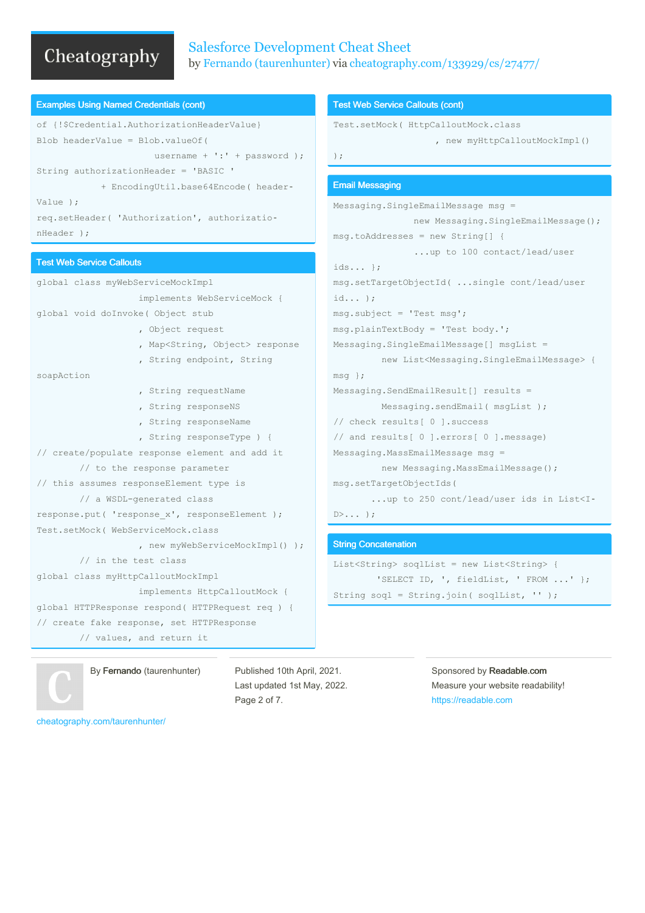## Examples Using Named Credentials (cont)

```
of {!$Credential.AuthorizationHeaderValue}
Blob headerValue = Blob.valueOf(
                      username + ':' + password );
String authorizationHeader = 'BASIC '
             + EncodingUtil.base64Encode( header-
Value );
req.setHeader( 'Authorization', authorizatio-
nHeader );
```

## Test Web Service Callouts

```
global class myWebServiceMockImpl
                    implements WebServiceMock {
global void doInvoke( Object stub
                    , Object request
                    , Map<String, Object> response
                    , String endpoint, String
soapAction
                    , String requestName
                    , String responseNS
                    , String responseName
                    , String responseType ) {
// create/populate response element and add it
        // to the response parameter
// this assumes responseElement type is
        // a WSDL-generated class
response.put( 'response_x', responseElement );
Test.setMock( WebServiceMock.class
                    , new myWebServiceMockImpl() );
        // in the test class
global class myHttpCalloutMockImpl
                    implements HttpCalloutMock {
global HTTPResponse respond( HTTPRequest req ) {
// create fake response, set HTTPResponse
        // values, and return it
```

## Test Web Service Callouts (cont)

```
Test.setMock( HttpCalloutMock.class
                    , new myHttpCalloutMockImpl()
);
```

## Email Messaging

```
Messaging.SingleEmailMessage msg =
               new Messaging.SingleEmailMessage();
msg.toAddresses = new String[] {
               ...up to 100 contact/lead/user
ids... };
msg.setTargetObjectId( ...single cont/lead/user
id... );
msg.subject = 'Test msg';
msg.plainTextBody = 'Test body.';
Messaging.SingleEmailMessage[] msgList =
         new List<Messaging.SingleEmailMessage> {
msg };
Messaging.SendEmailResult[] results =
         Messaging.sendEmail( msgList );
// check results[ 0 ].success
// and results[ 0 ].errors[ 0 ].message)
Messaging.MassEmailMessage msg =
         new Messaging.MassEmailMessage();
msg.setTargetObjectIds(
       ...up to 250 cont/lead/user ids in List<I-
D>... );
```

## String Concatenation

```
List<String> soqlList = new List<String> {
        'SELECT ID, ', fieldList, ' FROM ...' };
String soql = String.join( soqlList, '' );
```

By **Fernando** (taurenhunter)

cheatography.com/taurenhunter/

Published 10th April, 2021.
Last updated 1st May, 2022.

Sponsored by **Readable.com**
Measure your website readability!
https://readable.com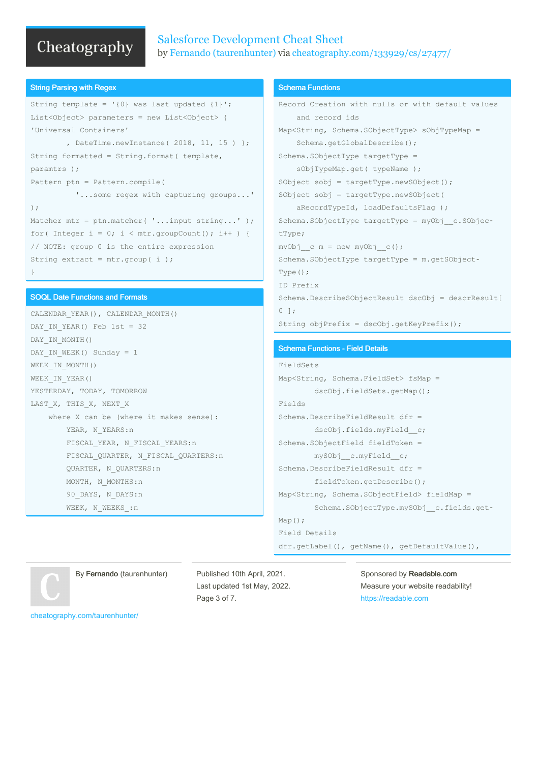## String Parsing with Regex

```
String template = '{0} was last updated {1}';
List<Object> parameters = new List<Object> {
'Universal Containers'
        , DateTime.newInstance( 2018, 11, 15 ) };
String formatted = String.format( template,
paramtrs );
Pattern ptn = Pattern.compile(
          '...some regex with capturing groups...'
);
Matcher mtr = ptn.matcher( '...input string...' );
for( Integer i = 0; i < mtr.groupCount(); i++ ) {
// NOTE: group 0 is the entire expression
String extract = mtr.group( i );
}
```

## SOQL Date Functions and Formats

```
CALENDAR_YEAR(), CALENDAR_MONTH()
DAY_IN_YEAR() Feb 1st = 32
DAY_IN_MONTH()
DAY_IN_WEEK() Sunday = 1
WEEK_IN_MONTH()
WEEK_IN_YEAR()
YESTERDAY, TODAY, TOMORROW
LAST_X, THIS_X, NEXT_X
    where X can be (where it makes sense):
        YEAR, N_YEARS:n
        FISCAL_YEAR, N_FISCAL_YEARS:n
        FISCAL_QUARTER, N_FISCAL_QUARTERS:n
        QUARTER, N_QUARTERS:n
        MONTH, N_MONTHS:n
        90_DAYS, N_DAYS:n
        WEEK, N_WEEKS_:n
```

## Schema Functions

```
Record Creation with nulls or with default values
    and record ids
Map<String, Schema.SObjectType> sObjTypeMap =
    Schema.getGlobalDescribe();
Schema.SObjectType targetType =
    sObjTypeMap.get( typeName );
SObject sobj = targetType.newSObject();
SObject sobj = targetType.newSObject(
    aRecordTypeId, loadDefaultsFlag );
Schema.SObjectType targetType = myObj__c.SObjec-
tType;
myObj__c m = new myObj__c();
Schema.SObjectType targetType = m.getSObject-
Type();
ID Prefix
Schema.DescribeSObjectResult dscObj = descrResult[
0 ];
String objPrefix = dscObj.getKeyPrefix();
```

## Schema Functions - Field Details

```
FieldSets
Map<String, Schema.FieldSet> fsMap =
        dscObj.fieldSets.getMap();
Fields
Schema.DescribeFieldResult dfr =
        dscObj.fields.myField__c;
Schema.SObjectField fieldToken =
        mySObj__c.myField__c;
Schema.DescribeFieldResult dfr =
        fieldToken.getDescribe();
Map<String, Schema.SObjectField> fieldMap =
        Schema.SObjectType.mySObj__c.fields.get-
Map();
Field Details
dfr.getLabel(), getName(), getDefaultValue(),
```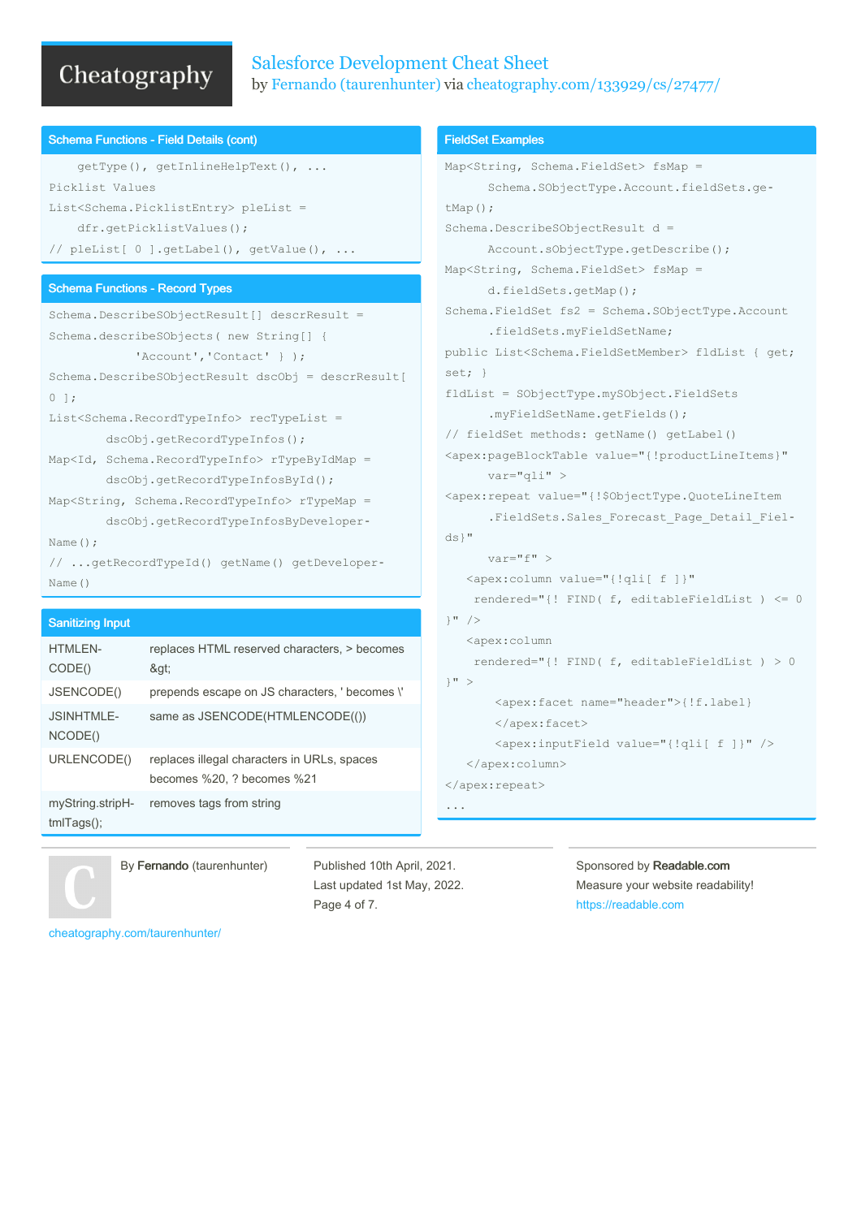## Schema Functions - Field Details (cont)

```
    getType(), getInlineHelpText(), ...
Picklist Values
List<Schema.PicklistEntry> pleList =
    dfr.getPicklistValues();
// pleList[ 0 ].getLabel(), getValue(), ...
```

## Schema Functions - Record Types

```
Schema.DescribeSObjectResult[] descrResult =
Schema.describeSObjects( new String[] {
            'Account','Contact' } );
Schema.DescribeSObjectResult dscObj = descrResult[
0 ];
List<Schema.RecordTypeInfo> recTypeList =
        dscObj.getRecordTypeInfos();
Map<Id, Schema.RecordTypeInfo> rTypeByIdMap =
        dscObj.getRecordTypeInfosById();
Map<String, Schema.RecordTypeInfo> rTypeMap =
        dscObj.getRecordTypeInfosByDeveloper-
Name();
// ...getRecordTypeId() getName() getDeveloper-
Name()
```

## Sanitizing Input

| Function | Description |
| --- | --- |
| HTMLENCODE() | replaces HTML reserved characters, > becomes &gt; |
| JSENCODE() | prepends escape on JS characters, ' becomes \' |
| JSINHTMLENCODE() | same as JSENCODE(HTMLENCODE(()) |
| URLENCODE() | replaces illegal characters in URLs, spaces becomes %20, ? becomes %21 |
| myString.stripHtmlTags(); | removes tags from string |

## FieldSet Examples

```
Map<String, Schema.FieldSet> fsMap =
      Schema.SObjectType.Account.fieldSets.ge-
tMap();
Schema.DescribeSObjectResult d =
      Account.sObjectType.getDescribe();
Map<String, Schema.FieldSet> fsMap =
      d.fieldSets.getMap();
Schema.FieldSet fs2 = Schema.SObjectType.Account
      .fieldSets.myFieldSetName;
public List<Schema.FieldSetMember> fldList { get;
set; }
fldList = SObjectType.mySObject.FieldSets
      .myFieldSetName.getFields();
// fieldSet methods: getName() getLabel()
<apex:pageBlockTable value="{!productLineItems}"
      var="qli" >
<apex:repeat value="{!$ObjectType.QuoteLineItem
      .FieldSets.Sales_Forecast_Page_Detail_Fiel-
ds}"
      var="f" >
   <apex:column value="{!qli[ f ]}"
    rendered="{! FIND( f, editableFieldList ) <= 0
}" />
   <apex:column
    rendered="{! FIND( f, editableFieldList ) > 0
}" >
       <apex:facet name="header">{!f.label}
       </apex:facet>
       <apex:inputField value="{!qli[ f ]}" />
   </apex:column>
</apex:repeat>
...
```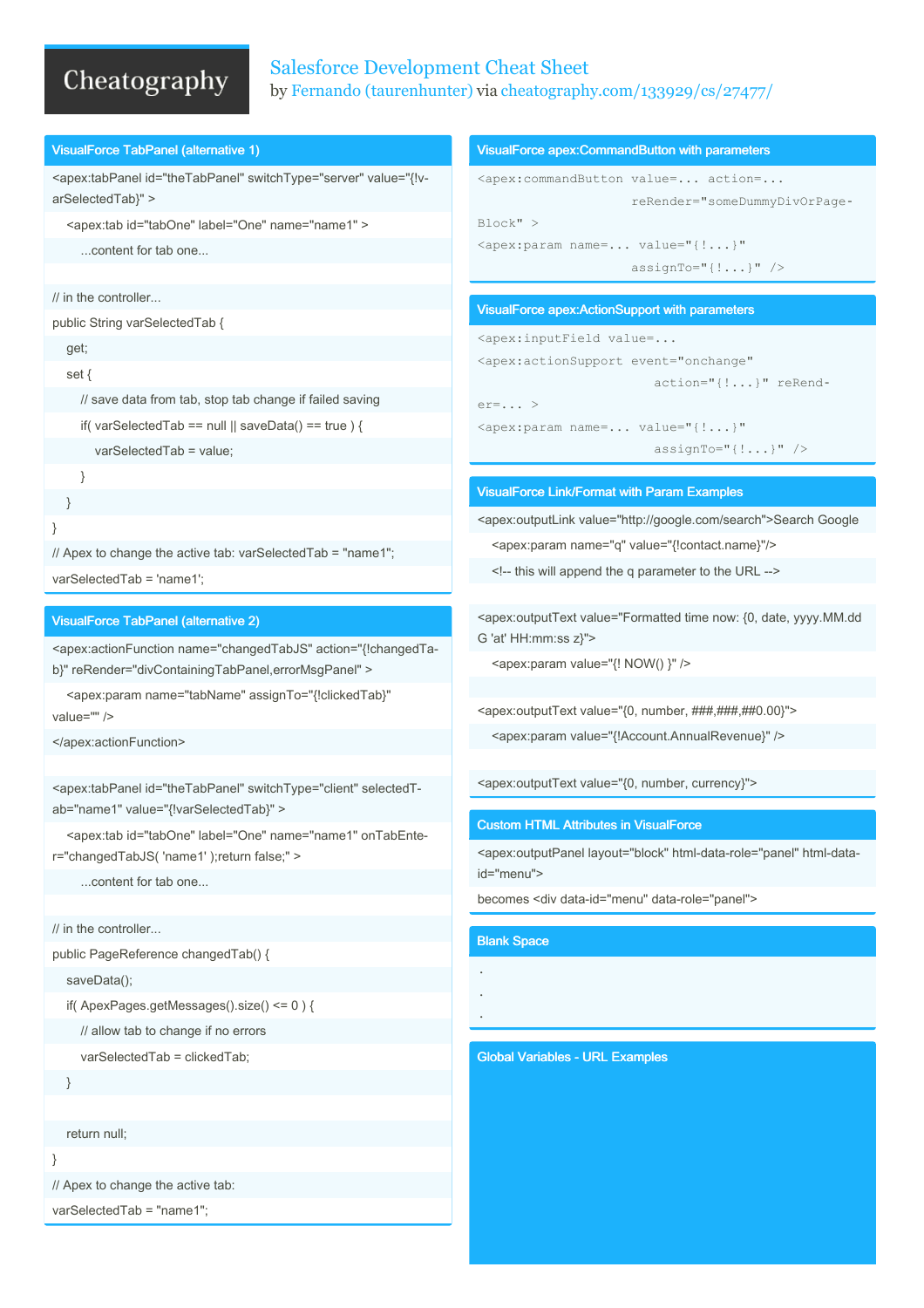# Salesforce Development Cheat Sheet

by Fernando (taurenhunter) via cheatography.com/133929/cs/27477/

## VisualForce TabPanel (alternative 1)

```
<apex:tabPanel id="theTabPanel" switchType="server" value="{!varSelectedTab}" >
    <apex:tab id="tabOne" label="One" name="name1" >
        ...content for tab one...

// in the controller...
public String varSelectedTab {
    get;
    set {
        // save data from tab, stop tab change if failed saving
        if( varSelectedTab == null || saveData() == true ) {
            varSelectedTab = value;
        }
    }
}
// Apex to change the active tab: varSelectedTab = "name1";
varSelectedTab = 'name1';
```

## VisualForce TabPanel (alternative 2)

```
<apex:actionFunction name="changedTabJS" action="{!changedTab}" reRender="divContainingTabPanel,errorMsgPanel" >
    <apex:param name="tabName" assignTo="{!clickedTab}" value="" />
</apex:actionFunction>

<apex:tabPanel id="theTabPanel" switchType="client" selectedTab="name1" value="{!varSelectedTab}" >
    <apex:tab id="tabOne" label="One" name="name1" onTabEnter="changedTabJS( 'name1' );return false;" >
        ...content for tab one...

// in the controller...
public PageReference changedTab() {
    saveData();
    if( ApexPages.getMessages().size() <= 0 ) {
        // allow tab to change if no errors
        varSelectedTab = clickedTab;
    }

    return null;
}
// Apex to change the active tab:
varSelectedTab = "name1";
```

## VisualForce apex:CommandButton with parameters

```
<apex:commandButton value=... action=...
                    reRender="someDummyDivOrPageBlock" >
<apex:param name=... value="{!...}"
                    assignTo="{!...}" />
```

## VisualForce apex:ActionSupport with parameters

```
<apex:inputField value=...
<apex:actionSupport event="onchange"
                    action="{!...}" reRender=... >
<apex:param name=... value="{!...}"
                    assignTo="{!...}" />
```

## VisualForce Link/Format with Param Examples

```
<apex:outputLink value="http://google.com/search">Search Google
    <apex:param name="q" value="{!contact.name}"/>
    <!-- this will append the q parameter to the URL -->

<apex:outputText value="Formatted time now: {0, date, yyyy.MM.dd G 'at' HH:mm:ss z}">
    <apex:param value="{! NOW() }" />

<apex:outputText value="{0, number, ###,###,##0.00}">
    <apex:param value="{!Account.AnnualRevenue}" />

<apex:outputText value="{0, number, currency}">
```

## Custom HTML Attributes in VisualForce

<apex:outputPanel layout="block" html-data-role="panel" html-data-id="menu">

becomes <div data-id="menu" data-role="panel">

## Blank Space

.
.
.

## Global Variables - URL Examples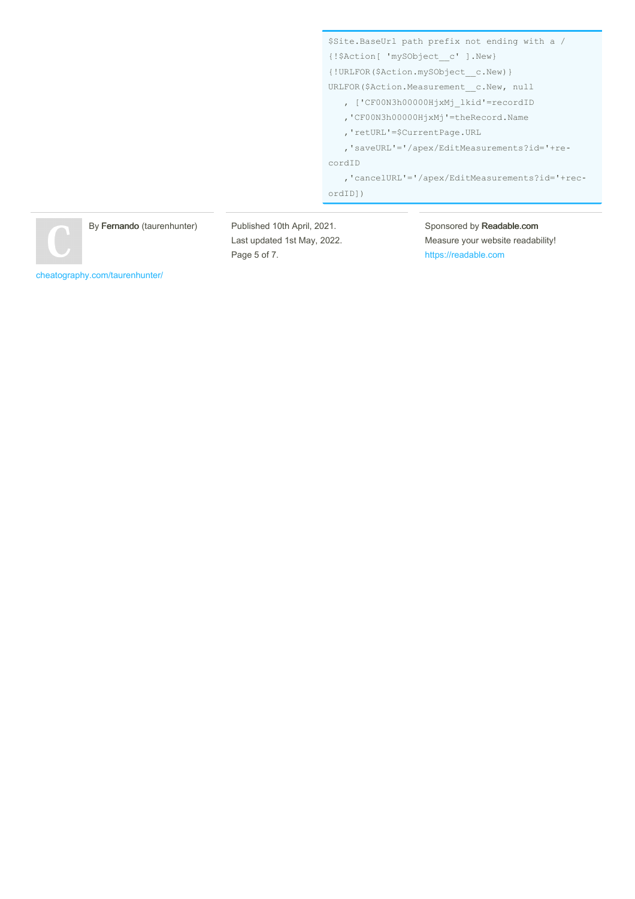```
$Site.BaseUrl path prefix not ending with a /
{!$Action[ 'mySObject__c' ].New}
{!URLFOR($Action.mySObject__c.New)}
URLFOR($Action.Measurement__c.New, null
   , ['CF00N3h00000HjxMj_lkid'=recordID
   ,'CF00N3h00000HjxMj'=theRecord.Name
   ,'retURL'=$CurrentPage.URL
   ,'saveURL'='/apex/EditMeasurements?id='+recordID
   ,'cancelURL'='/apex/EditMeasurements?id='+recordID])
```

By **Fernando** (taurenhunter)

cheatography.com/taurenhunter/

Published 10th April, 2021.
Last updated 1st May, 2022.

Sponsored by **Readable.com**
Measure your website readability!
https://readable.com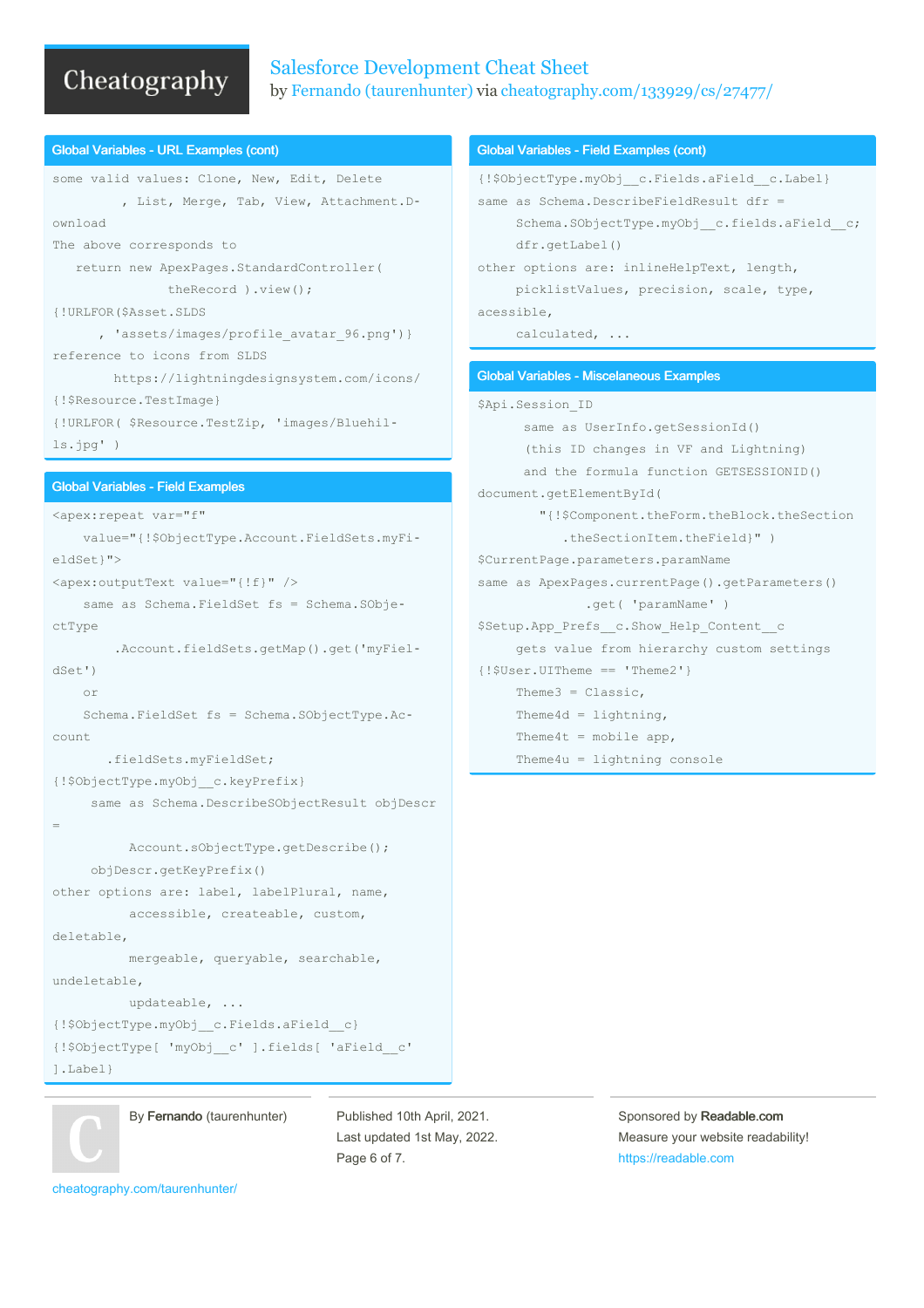# Salesforce Development Cheat Sheet

by Fernando (taurenhunter) via cheatography.com/133929/cs/27477/

## Global Variables - URL Examples (cont)

```
some valid values: Clone, New, Edit, Delete
        , List, Merge, Tab, View, Attachment.Download
The above corresponds to
   return new ApexPages.StandardController(
               theRecord ).view();
{!URLFOR($Asset.SLDS
      , 'assets/images/profile_avatar_96.png')}
reference to icons from SLDS
        https://lightningdesignsystem.com/icons/
{!$Resource.TestImage}
{!URLFOR( $Resource.TestZip, 'images/Bluehills.jpg' )
```

## Global Variables - Field Examples

```
<apex:repeat var="f"
    value="{!$ObjectType.Account.FieldSets.myFieldSet}">
<apex:outputText value="{!f}" />
    same as Schema.FieldSet fs = Schema.SObjectType
        .Account.fieldSets.getMap().get('myFieldSet')
    or
    Schema.FieldSet fs = Schema.SObjectType.Account
       .fieldSets.myFieldSet;
{!$ObjectType.myObj__c.keyPrefix}
     same as Schema.DescribeSObjectResult objDescr =
          Account.sObjectType.getDescribe();
     objDescr.getKeyPrefix()
other options are: label, labelPlural, name,
          accessible, createable, custom, deletable,
          mergeable, queryable, searchable, undeletable,
          updateable, ...
{!$ObjectType.myObj__c.Fields.aField__c}
{!$ObjectType[ 'myObj__c' ].fields[ 'aField__c' ].Label}
```

## Global Variables - Field Examples (cont)

```
{!$ObjectType.myObj__c.Fields.aField__c.Label}
same as Schema.DescribeFieldResult dfr =
     Schema.SObjectType.myObj__c.fields.aField__c;
     dfr.getLabel()
other options are: inlineHelpText, length,
     picklistValues, precision, scale, type, acessible,
     calculated, ...
```

## Global Variables - Miscelaneous Examples

```
$Api.Session_ID
      same as UserInfo.getSessionId()
      (this ID changes in VF and Lightning)
      and the formula function GETSESSIONID()
document.getElementById(
        "{!$Component.theForm.theBlock.theSection
           .theSectionItem.theField}" )
$CurrentPage.parameters.paramName
same as ApexPages.currentPage().getParameters()
             .get( 'paramName' )
$Setup.App_Prefs__c.Show_Help_Content__c
     gets value from hierarchy custom settings
{!$User.UITheme == 'Theme2'}
     Theme3 = Classic,
     Theme4d = lightning,
     Theme4t = mobile app,
     Theme4u = lightning console
```

By **Fernando** (taurenhunter)
cheatography.com/taurenhunter/

Published 10th April, 2021.
Last updated 1st May, 2022.

Sponsored by **Readable.com**
Measure your website readability!
https://readable.com